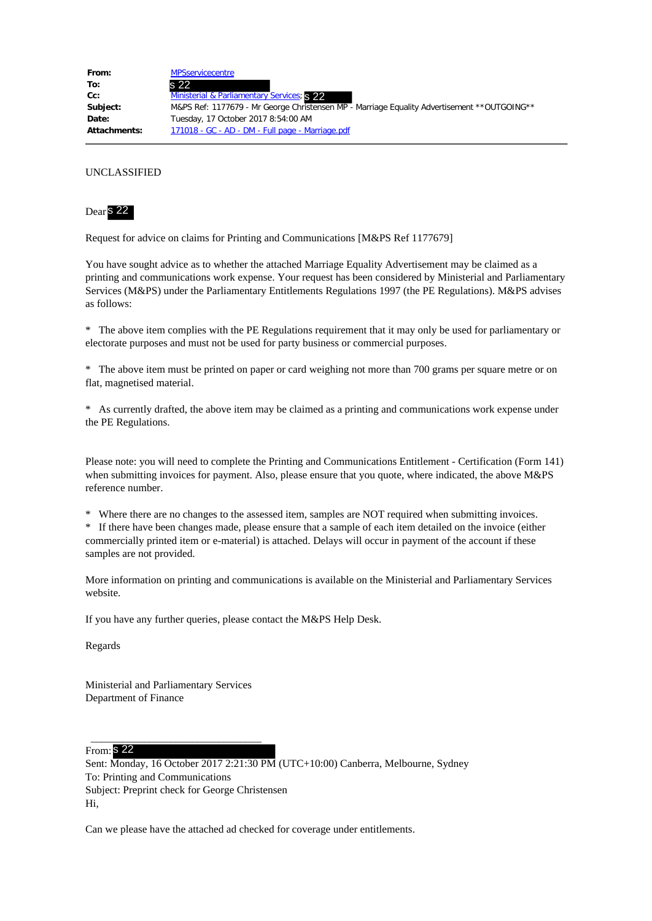| | |
|---|---|
| **From:** | MPSservicecentre |
| **To:** | s 22 |
| **Cc:** | Ministerial & Parliamentary Services; s 22 |
| **Subject:** | M&PS Ref: 1177679 - Mr George Christensen MP - Marriage Equality Advertisement **OUTGOING** |
| **Date:** | Tuesday, 17 October 2017 8:54:00 AM |
| **Attachments:** | 171018 - GC - AD - DM - Full page - Marriage.pdf |

UNCLASSIFIED

Dear s 22

Request for advice on claims for Printing and Communications [M&PS Ref 1177679]

You have sought advice as to whether the attached Marriage Equality Advertisement may be claimed as a printing and communications work expense. Your request has been considered by Ministerial and Parliamentary Services (M&PS) under the Parliamentary Entitlements Regulations 1997 (the PE Regulations). M&PS advises as follows:

* The above item complies with the PE Regulations requirement that it may only be used for parliamentary or electorate purposes and must not be used for party business or commercial purposes.

* The above item must be printed on paper or card weighing not more than 700 grams per square metre or on flat, magnetised material.

* As currently drafted, the above item may be claimed as a printing and communications work expense under the PE Regulations.

Please note: you will need to complete the Printing and Communications Entitlement - Certification (Form 141) when submitting invoices for payment. Also, please ensure that you quote, where indicated, the above M&PS reference number.

* Where there are no changes to the assessed item, samples are NOT required when submitting invoices.
* If there have been changes made, please ensure that a sample of each item detailed on the invoice (either commercially printed item or e-material) is attached. Delays will occur in payment of the account if these samples are not provided.

More information on printing and communications is available on the Ministerial and Parliamentary Services website.

If you have any further queries, please contact the M&PS Help Desk.

Regards

Ministerial and Parliamentary Services
Department of Finance

---

From: s 22
Sent: Monday, 16 October 2017 2:21:30 PM (UTC+10:00) Canberra, Melbourne, Sydney
To: Printing and Communications
Subject: Preprint check for George Christensen
Hi,

Can we please have the attached ad checked for coverage under entitlements.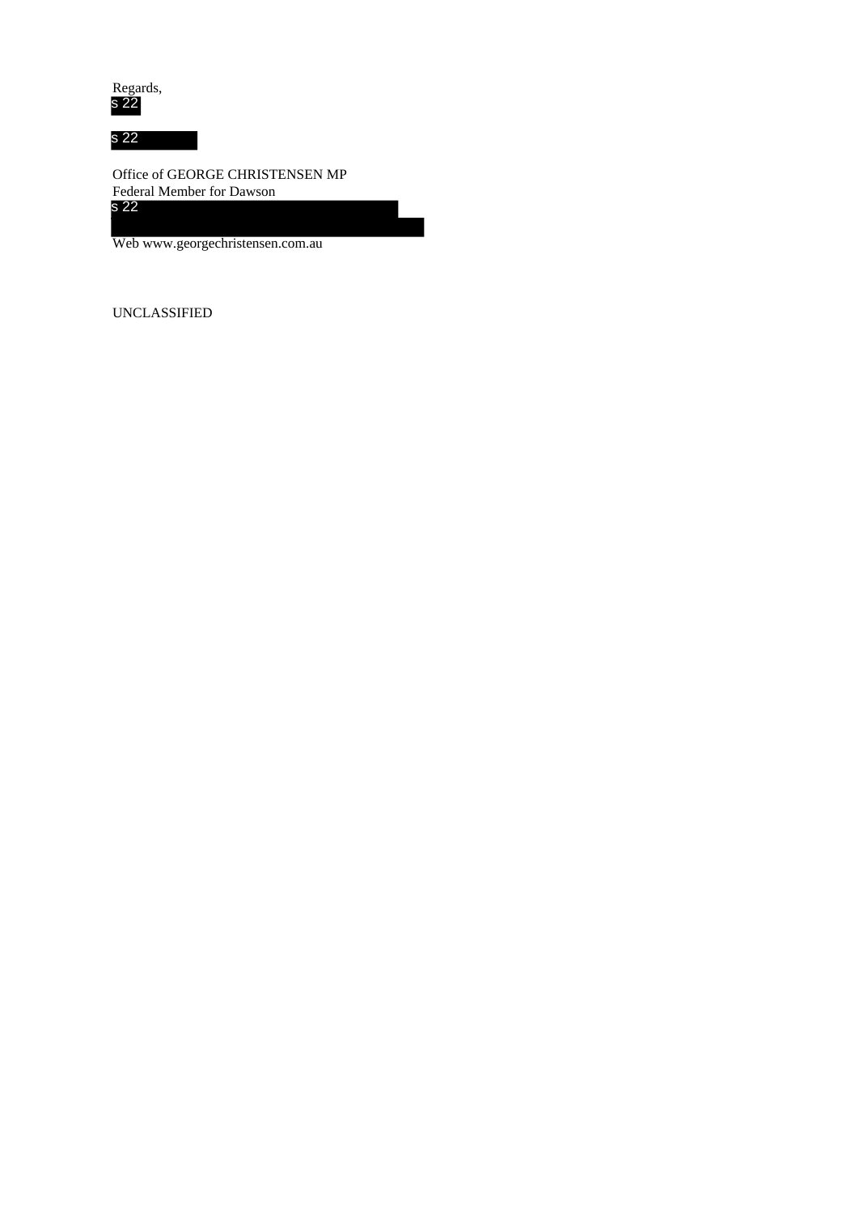Regards,
s 22

s 22

Office of GEORGE CHRISTENSEN MP
Federal Member for Dawson
s 22

Web www.georgechristensen.com.au

UNCLASSIFIED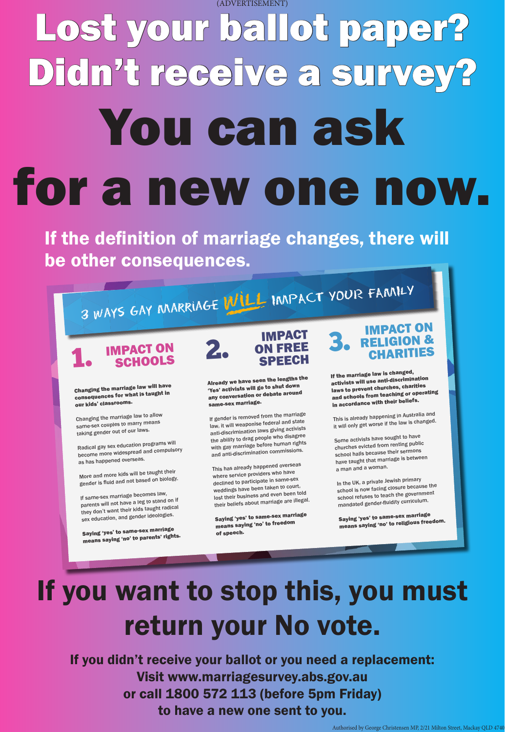(ADVERTISEMENT)

# Lost your ballot paper? Didn't receive a survey?

# You can ask for a new one now.

## If the definition of marriage changes, there will be other consequences.

### 3 WAYS GAY MARRIAGE WILL IMPACT YOUR FAMILY

### 1. IMPACT ON SCHOOLS

**Changing the marriage law will have consequences for what is taught in our kids' classrooms.**

Changing the marriage law to allow same-sex couples to marry means taking gender out of our laws.

Radical gay sex education programs will become more widespread and compulsory as has happened overseas.

More and more kids will be taught their gender is fluid and not based on biology.

If same-sex marriage becomes law, parents will not have a leg to stand on if they don't want their kids taught radical sex education, and gender ideologies.

**Saying 'yes' to same-sex marriage means saying 'no' to parents' rights.**

### 2. IMPACT ON FREE SPEECH

**Already we have seen the lengths the 'Yes' activists will go to shut down any conversation or debate around same-sex marriage.**

If gender is removed from the marriage law, it will weaponise federal and state anti-discrimination laws giving activists the ability to drag people who disagree with gay marriage before human rights and anti-discrimination commissions.

This has already happened overseas where service providers who have declined to participate in same-sex weddings have been taken to court, lost their business and even been told their beliefs about marriage are illegal.

**Saying 'yes' to same-sex marriage means saying 'no' to freedom of speech.**

### 3. IMPACT ON RELIGION & CHARITIES

**If the marriage law is changed, activists will use anti-discrimination laws to prevent churches, charities and schools from teaching or operating in accordance with their beliefs.**

This is already happening in Australia and it will only get worse if the law is changed.

Some activists have sought to have churches evicted from renting public school halls because their sermons have taught that marriage is between a man and a woman.

In the UK, a private Jewish primary school is now facing closure because the school refuses to teach the government mandated gender-fluidity curriculum.

**Saying 'yes' to same-sex marriage means saying 'no' to religious freedom.**

# If you want to stop this, you must return your No vote.

**If you didn't receive your ballot or you need a replacement:**
**Visit www.marriagesurvey.abs.gov.au**
**or call 1800 572 113 (before 5pm Friday)**
**to have a new one sent to you.**

Authorised by George Christensen MP, 2/21 Milton Street, Mackay QLD 4740